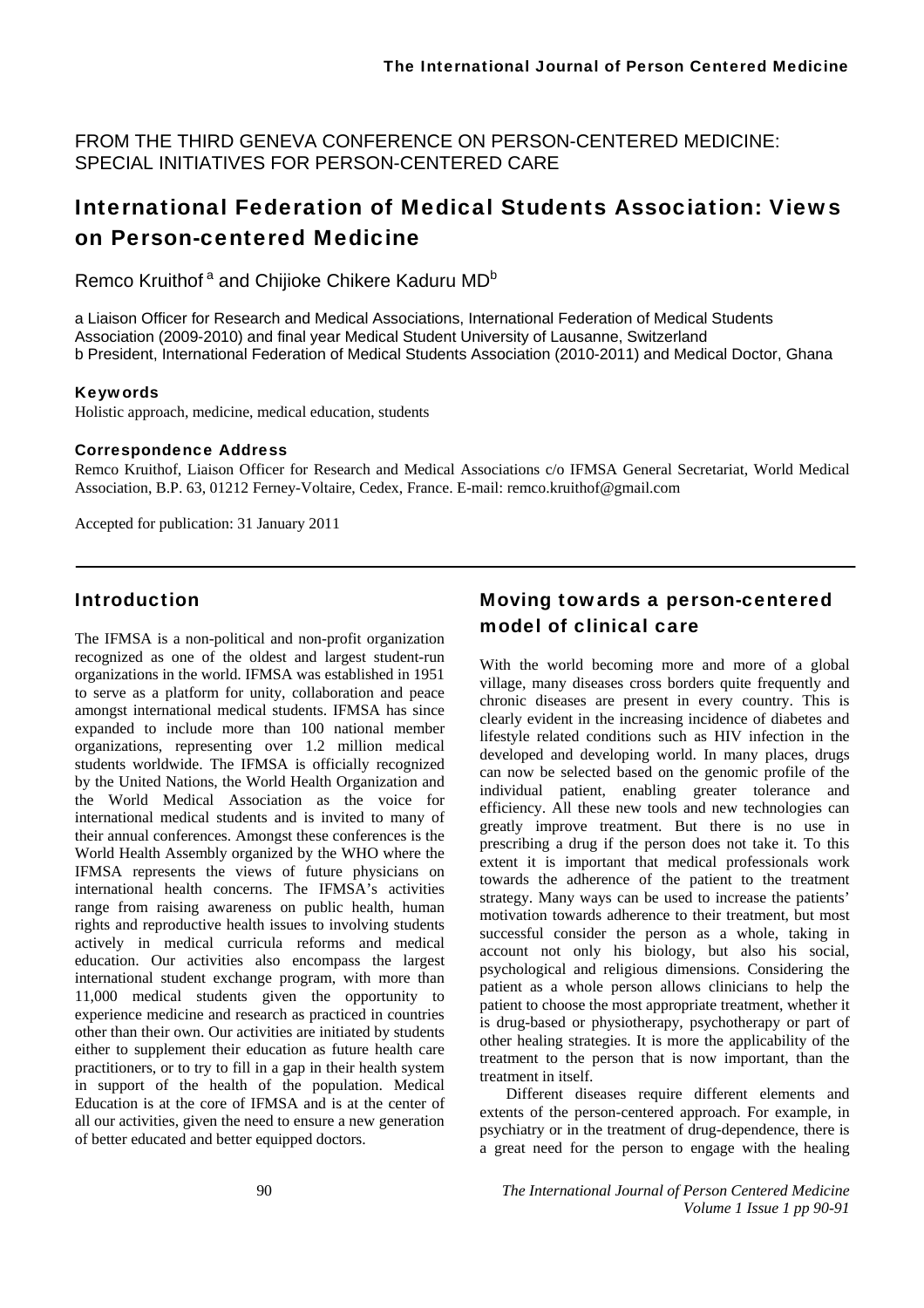FROM THE THIRD GENEVA CONFERENCE ON PERSON-CENTERED MEDICINE: SPECIAL INITIATIVES FOR PERSON-CENTERED CARE

# International Federation of Medical Students Association: Views on Person-centered Medicine

Remco Kruithof [a] and Chijioke Chikere Kaduru MD[b]

a Liaison Officer for Research and Medical Associations, International Federation of Medical Students Association (2009-2010) and final year Medical Student University of Lausanne, Switzerland
b President, International Federation of Medical Students Association (2010-2011) and Medical Doctor, Ghana

### Keywords

Holistic approach, medicine, medical education, students

### Correspondence Address

Remco Kruithof, Liaison Officer for Research and Medical Associations c/o IFMSA General Secretariat, World Medical Association, B.P. 63, 01212 Ferney-Voltaire, Cedex, France. E-mail: remco.kruithof@gmail.com

Accepted for publication: 31 January 2011

## Introduction

The IFMSA is a non-political and non-profit organization recognized as one of the oldest and largest student-run organizations in the world. IFMSA was established in 1951 to serve as a platform for unity, collaboration and peace amongst international medical students. IFMSA has since expanded to include more than 100 national member organizations, representing over 1.2 million medical students worldwide. The IFMSA is officially recognized by the United Nations, the World Health Organization and the World Medical Association as the voice for international medical students and is invited to many of their annual conferences. Amongst these conferences is the World Health Assembly organized by the WHO where the IFMSA represents the views of future physicians on international health concerns. The IFMSA's activities range from raising awareness on public health, human rights and reproductive health issues to involving students actively in medical curricula reforms and medical education. Our activities also encompass the largest international student exchange program, with more than 11,000 medical students given the opportunity to experience medicine and research as practiced in countries other than their own. Our activities are initiated by students either to supplement their education as future health care practitioners, or to try to fill in a gap in their health system in support of the health of the population. Medical Education is at the core of IFMSA and is at the center of all our activities, given the need to ensure a new generation of better educated and better equipped doctors.

## Moving towards a person-centered model of clinical care

With the world becoming more and more of a global village, many diseases cross borders quite frequently and chronic diseases are present in every country. This is clearly evident in the increasing incidence of diabetes and lifestyle related conditions such as HIV infection in the developed and developing world. In many places, drugs can now be selected based on the genomic profile of the individual patient, enabling greater tolerance and efficiency. All these new tools and new technologies can greatly improve treatment. But there is no use in prescribing a drug if the person does not take it. To this extent it is important that medical professionals work towards the adherence of the patient to the treatment strategy. Many ways can be used to increase the patients' motivation towards adherence to their treatment, but most successful consider the person as a whole, taking in account not only his biology, but also his social, psychological and religious dimensions. Considering the patient as a whole person allows clinicians to help the patient to choose the most appropriate treatment, whether it is drug-based or physiotherapy, psychotherapy or part of other healing strategies. It is more the applicability of the treatment to the person that is now important, than the treatment in itself.

Different diseases require different elements and extents of the person-centered approach. For example, in psychiatry or in the treatment of drug-dependence, there is a great need for the person to engage with the healing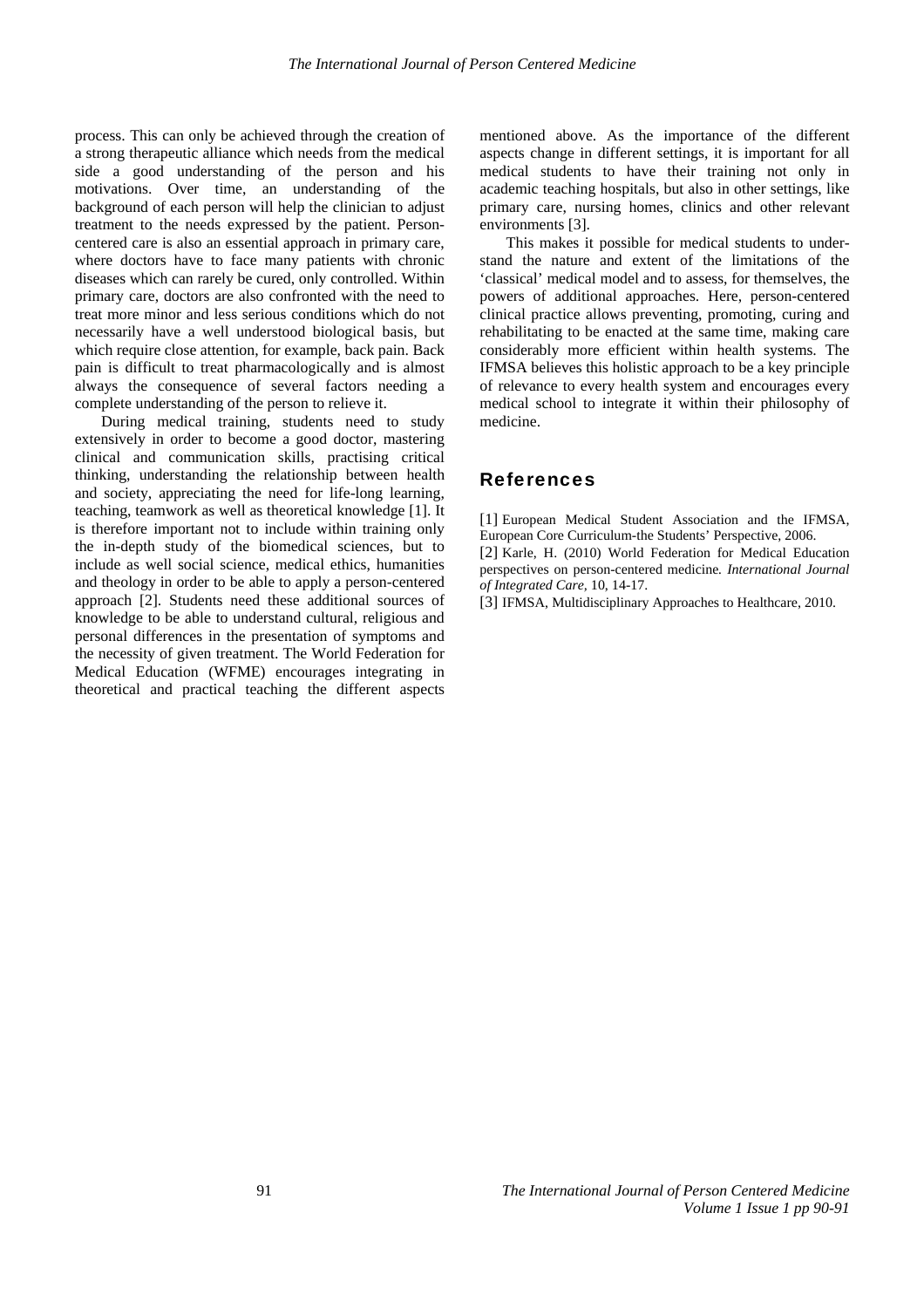process. This can only be achieved through the creation of a strong therapeutic alliance which needs from the medical side a good understanding of the person and his motivations. Over time, an understanding of the background of each person will help the clinician to adjust treatment to the needs expressed by the patient. Person-centered care is also an essential approach in primary care, where doctors have to face many patients with chronic diseases which can rarely be cured, only controlled. Within primary care, doctors are also confronted with the need to treat more minor and less serious conditions which do not necessarily have a well understood biological basis, but which require close attention, for example, back pain. Back pain is difficult to treat pharmacologically and is almost always the consequence of several factors needing a complete understanding of the person to relieve it.

During medical training, students need to study extensively in order to become a good doctor, mastering clinical and communication skills, practising critical thinking, understanding the relationship between health and society, appreciating the need for life-long learning, teaching, teamwork as well as theoretical knowledge [1]. It is therefore important not to include within training only the in-depth study of the biomedical sciences, but to include as well social science, medical ethics, humanities and theology in order to be able to apply a person-centered approach [2]. Students need these additional sources of knowledge to be able to understand cultural, religious and personal differences in the presentation of symptoms and the necessity of given treatment. The World Federation for Medical Education (WFME) encourages integrating in theoretical and practical teaching the different aspects mentioned above. As the importance of the different aspects change in different settings, it is important for all medical students to have their training not only in academic teaching hospitals, but also in other settings, like primary care, nursing homes, clinics and other relevant environments [3].

This makes it possible for medical students to understand the nature and extent of the limitations of the 'classical' medical model and to assess, for themselves, the powers of additional approaches. Here, person-centered clinical practice allows preventing, promoting, curing and rehabilitating to be enacted at the same time, making care considerably more efficient within health systems. The IFMSA believes this holistic approach to be a key principle of relevance to every health system and encourages every medical school to integrate it within their philosophy of medicine.

## References

[1] European Medical Student Association and the IFMSA, European Core Curriculum-the Students' Perspective, 2006.

[2] Karle, H. (2010) World Federation for Medical Education perspectives on person-centered medicine. *International Journal of Integrated Care*, 10, 14-17.

[3] IFMSA, Multidisciplinary Approaches to Healthcare, 2010.